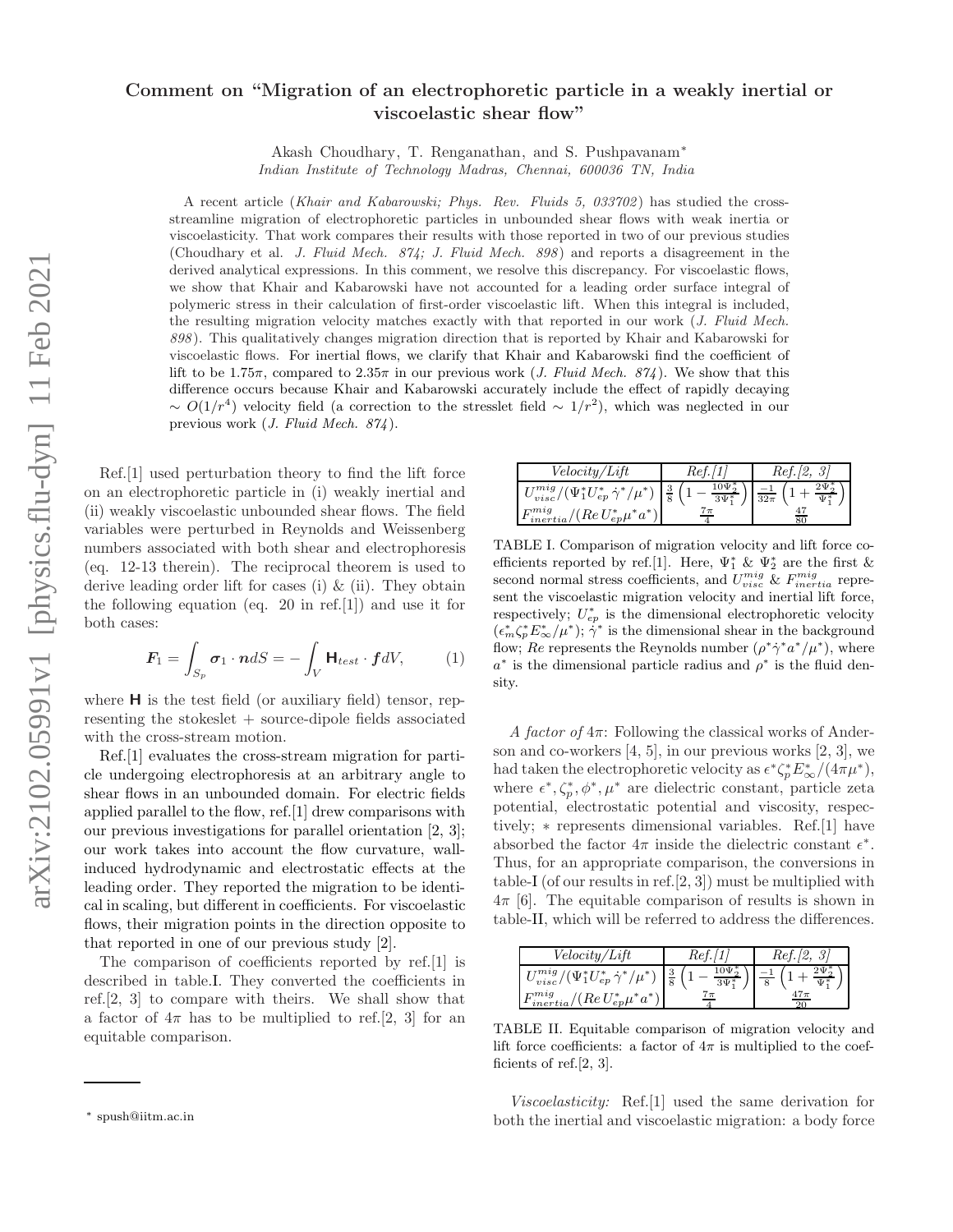# Comment on "Migration of an electrophoretic particle in a weakly inertial or viscoelastic shear flow"

Akash Choudhary, T. Renganathan, and S. Pushpavanam*

*Indian Institute of Technology Madras, Chennai, 600036 TN, India*

A recent article (*Khair and Kabarowski; Phys. Rev. Fluids 5, 033702*) has studied the cross-streamline migration of electrophoretic particles in unbounded shear flows with weak inertia or viscoelasticity. That work compares their results with those reported in two of our previous studies (Choudhary et al. *J. Fluid Mech. 874; J. Fluid Mech. 898*) and reports a disagreement in the derived analytical expressions. In this comment, we resolve this discrepancy. For viscoelastic flows, we show that Khair and Kabarowski have not accounted for a leading order surface integral of polymeric stress in their calculation of first-order viscoelastic lift. When this integral is included, the resulting migration velocity matches exactly with that reported in our work (*J. Fluid Mech. 898*). This qualitatively changes migration direction that is reported by Khair and Kabarowski for viscoelastic flows. For inertial flows, we clarify that Khair and Kabarowski find the coefficient of lift to be $1.75\pi$, compared to $2.35\pi$ in our previous work (*J. Fluid Mech. 874*). We show that this difference occurs because Khair and Kabarowski accurately include the effect of rapidly decaying $\sim O(1/r^4)$ velocity field (a correction to the stresslet field $\sim 1/r^2$), which was neglected in our previous work (*J. Fluid Mech. 874*).

Ref.[1] used perturbation theory to find the lift force on an electrophoretic particle in (i) weakly inertial and (ii) weakly viscoelastic unbounded shear flows. The field variables were perturbed in Reynolds and Weissenberg numbers associated with both shear and electrophoresis (eq. 12-13 therein). The reciprocal theorem is used to derive leading order lift for cases (i) & (ii). They obtain the following equation (eq. 20 in ref.[1]) and use it for both cases:

$$\boldsymbol{F}_1 = \int_{S_p} \boldsymbol{\sigma}_1 \cdot \boldsymbol{n} dS = -\int_V \mathbf{H}_{test} \cdot \boldsymbol{f} dV, \qquad (1)$$

where $\mathbf{H}$ is the test field (or auxiliary field) tensor, representing the stokeslet + source-dipole fields associated with the cross-stream motion.

Ref.[1] evaluates the cross-stream migration for particle undergoing electrophoresis at an arbitrary angle to shear flows in an unbounded domain. For electric fields applied parallel to the flow, ref.[1] drew comparisons with our previous investigations for parallel orientation [2, 3]; our work takes into account the flow curvature, wall-induced hydrodynamic and electrostatic effects at the leading order. They reported the migration to be identical in scaling, but different in coefficients. For viscoelastic flows, their migration points in the direction opposite to that reported in one of our previous study [2].

The comparison of coefficients reported by ref.[1] is described in table.I. They converted the coefficients in ref.[2, 3] to compare with theirs. We shall show that a factor of $4\pi$ has to be multiplied to ref.[2, 3] for an equitable comparison.

| *Velocity/Lift* | *Ref.[1]* | *Ref.[2, 3]* |
|---|---|---|
| $U_{visc}^{mig}/(\Psi_1^* U_{ep}^* \dot{\gamma}^*/\mu^*)$ | $\frac{3}{8}\left(1 - \frac{10\Psi_2^*}{3\Psi_1^*}\right)$ | $\frac{-1}{32\pi}\left(1 + \frac{2\Psi_2^*}{\Psi_1^*}\right)$ |
| $F_{inertia}^{mig}/(Re\, U_{ep}^* \mu^* a^*)$ | $\frac{7\pi}{4}$ | $\frac{47}{80}$ |

TABLE I. Comparison of migration velocity and lift force coefficients reported by ref.[1]. Here, $\Psi_1^*$ & $\Psi_2^*$ are the first & second normal stress coefficients, and $U_{visc}^{mig}$ & $F_{inertia}^{mig}$ represent the viscoelastic migration velocity and inertial lift force, respectively; $U_{ep}^*$ is the dimensional electrophoretic velocity $(\epsilon_m^* \zeta_p^* E_\infty^*/\mu^*)$; $\dot{\gamma}^*$ is the dimensional shear in the background flow; $Re$ represents the Reynolds number $(\rho^* \dot{\gamma}^* a^*/\mu^*)$, where $a^*$ is the dimensional particle radius and $\rho^*$ is the fluid density.

*A factor of* $4\pi$: Following the classical works of Anderson and co-workers [4, 5], in our previous works [2, 3], we had taken the electrophoretic velocity as $\epsilon^* \zeta_p^* E_\infty^*/(4\pi\mu^*)$, where $\epsilon^*, \zeta_p^*, \phi^*, \mu^*$ are dielectric constant, particle zeta potential, electrostatic potential and viscosity, respectively; $*$ represents dimensional variables. Ref.[1] have absorbed the factor $4\pi$ inside the dielectric constant $\epsilon^*$. Thus, for an appropriate comparison, the conversions in table-I (of our results in ref.[2, 3]) must be multiplied with $4\pi$ [6]. The equitable comparison of results is shown in table-II, which will be referred to address the differences.

| *Velocity/Lift* | *Ref.[1]* | *Ref.[2, 3]* |
|---|---|---|
| $U_{visc}^{mig}/(\Psi_1^* U_{ep}^* \dot{\gamma}^*/\mu^*)$ | $\frac{3}{8}\left(1 - \frac{10\Psi_2^*}{3\Psi_1^*}\right)$ | $\frac{-1}{8}\left(1 + \frac{2\Psi_2^*}{\Psi_1^*}\right)$ |
| $F_{inertia}^{mig}/(Re\, U_{ep}^* \mu^* a^*)$ | $\frac{7\pi}{4}$ | $\frac{47\pi}{20}$ |

TABLE II. Equitable comparison of migration velocity and lift force coefficients: a factor of $4\pi$ is multiplied to the coefficients of ref.[2, 3].

*Viscoelasticity:* Ref.[1] used the same derivation for both the inertial and viscoelastic migration: a body force

* spush@iitm.ac.in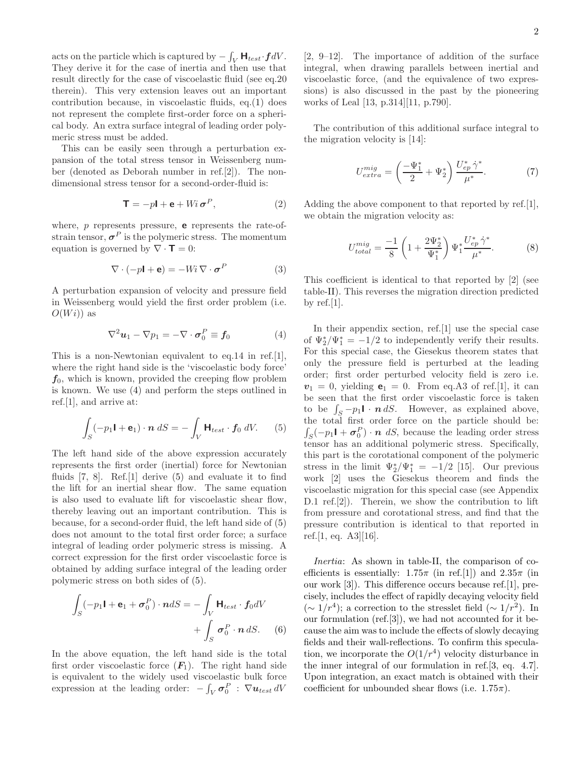acts on the particle which is captured by $-\int_V \mathbf{H}_{test} \cdot \boldsymbol{f} dV$. They derive it for the case of inertia and then use that result directly for the case of viscoelastic fluid (see eq.20 therein). This very extension leaves out an important contribution because, in viscoelastic fluids, eq.(1) does not represent the complete first-order force on a spherical body. An extra surface integral of leading order polymeric stress must be added.

This can be easily seen through a perturbation expansion of the total stress tensor in Weissenberg number (denoted as Deborah number in ref.[2]). The nondimensional stress tensor for a second-order-fluid is:

$$\mathbf{T} = -p\mathbf{I} + \mathbf{e} + Wi\, \boldsymbol{\sigma}^P, \tag{2}$$

where, $p$ represents pressure, $\mathbf{e}$ represents the rate-of-strain tensor, $\boldsymbol{\sigma}^P$ is the polymeric stress. The momentum equation is governed by $\nabla \cdot \mathbf{T} = 0$:

$$\nabla \cdot (-p\mathbf{I} + \mathbf{e}) = -Wi\, \nabla \cdot \boldsymbol{\sigma}^P \tag{3}$$

A perturbation expansion of velocity and pressure field in Weissenberg would yield the first order problem (i.e. $O(Wi)$) as

$$\nabla^2 \boldsymbol{u}_1 - \nabla p_1 = -\nabla \cdot \boldsymbol{\sigma}_0^P \equiv \boldsymbol{f}_0 \tag{4}$$

This is a non-Newtonian equivalent to eq.14 in ref.[1], where the right hand side is the 'viscoelastic body force' $\boldsymbol{f}_0$, which is known, provided the creeping flow problem is known. We use (4) and perform the steps outlined in ref.[1], and arrive at:

$$\int_S (-p_1\mathbf{I} + \mathbf{e}_1) \cdot \boldsymbol{n}\; dS = -\int_V \mathbf{H}_{test} \cdot \boldsymbol{f}_0\; dV. \tag{5}$$

The left hand side of the above expression accurately represents the first order (inertial) force for Newtonian fluids [7, 8]. Ref.[1] derive (5) and evaluate it to find the lift for an inertial shear flow. The same equation is also used to evaluate lift for viscoelastic shear flow, thereby leaving out an important contribution. This is because, for a second-order fluid, the left hand side of (5) does not amount to the total first order force; a surface integral of leading order polymeric stress is missing. A correct expression for the first order viscoelastic force is obtained by adding surface integral of the leading order polymeric stress on both sides of (5).

$$\int_S (-p_1\mathbf{I} + \mathbf{e}_1 + \boldsymbol{\sigma}_0^P) \cdot \boldsymbol{n} dS = -\int_V \mathbf{H}_{test} \cdot \boldsymbol{f}_0 dV + \int_S \boldsymbol{\sigma}_0^P \cdot \boldsymbol{n}\, dS. \tag{6}$$

In the above equation, the left hand side is the total first order viscoelastic force ($\boldsymbol{F}_1$). The right hand side is equivalent to the widely used viscoelastic bulk force expression at the leading order: $-\int_V \boldsymbol{\sigma}_0^P : \nabla \boldsymbol{u}_{test}\, dV$ [2, 9–12]. The importance of addition of the surface integral, when drawing parallels between inertial and viscoelastic force, (and the equivalence of two expressions) is also discussed in the past by the pioneering works of Leal [13, p.314][11, p.790].

The contribution of this additional surface integral to the migration velocity is [14]:

$$U_{extra}^{mig} = \left( \frac{-\Psi_1^*}{2} + \Psi_2^* \right) \frac{U_{ep}^*\, \dot{\gamma}^*}{\mu^*}. \tag{7}$$

Adding the above component to that reported by ref.[1], we obtain the migration velocity as:

$$U_{total}^{mig} = \frac{-1}{8} \left( 1 + \frac{2\Psi_2^*}{\Psi_1^*} \right) \Psi_1^* \frac{U_{ep}^*\, \dot{\gamma}^*}{\mu^*}. \tag{8}$$

This coefficient is identical to that reported by [2] (see table-II). This reverses the migration direction predicted by ref.[1].

In their appendix section, ref.[1] use the special case of $\Psi_2^*/\Psi_1^* = -1/2$ to independently verify their results. For this special case, the Giesekus theorem states that only the pressure field is perturbed at the leading order; first order perturbed velocity field is zero i.e. $\boldsymbol{v}_1 = 0$, yielding $\mathbf{e}_1 = 0$. From eq.A3 of ref.[1], it can be seen that the first order viscoelastic force is taken to be $\int_S -p_1\mathbf{I} \cdot \boldsymbol{n}\, dS$. However, as explained above, the total first order force on the particle should be: $\int_S (-p_1\mathbf{I} + \boldsymbol{\sigma}_0^P) \cdot \boldsymbol{n}\; dS$, because the leading order stress tensor has an additional polymeric stress. Specifically, this part is the corotational component of the polymeric stress in the limit $\Psi_2^*/\Psi_1^* = -1/2$ [15]. Our previous work [2] uses the Giesekus theorem and finds the viscoelastic migration for this special case (see Appendix D.1 ref.[2]). Therein, we show the contribution to lift from pressure and corotational stress, and find that the pressure contribution is identical to that reported in ref.[1, eq. A3][16].

*Inertia*: As shown in table-II, the comparison of coefficients is essentially: $1.75\pi$ (in ref.[1]) and $2.35\pi$ (in our work [3]). This difference occurs because ref.[1], precisely, includes the effect of rapidly decaying velocity field ($\sim 1/r^4$); a correction to the stresslet field ($\sim 1/r^2$). In our formulation (ref.[3]), we had not accounted for it because the aim was to include the effects of slowly decaying fields and their wall-reflections. To confirm this speculation, we incorporate the $O(1/r^4)$ velocity disturbance in the inner integral of our formulation in ref.[3, eq. 4.7]. Upon integration, an exact match is obtained with their coefficient for unbounded shear flows (i.e. $1.75\pi$).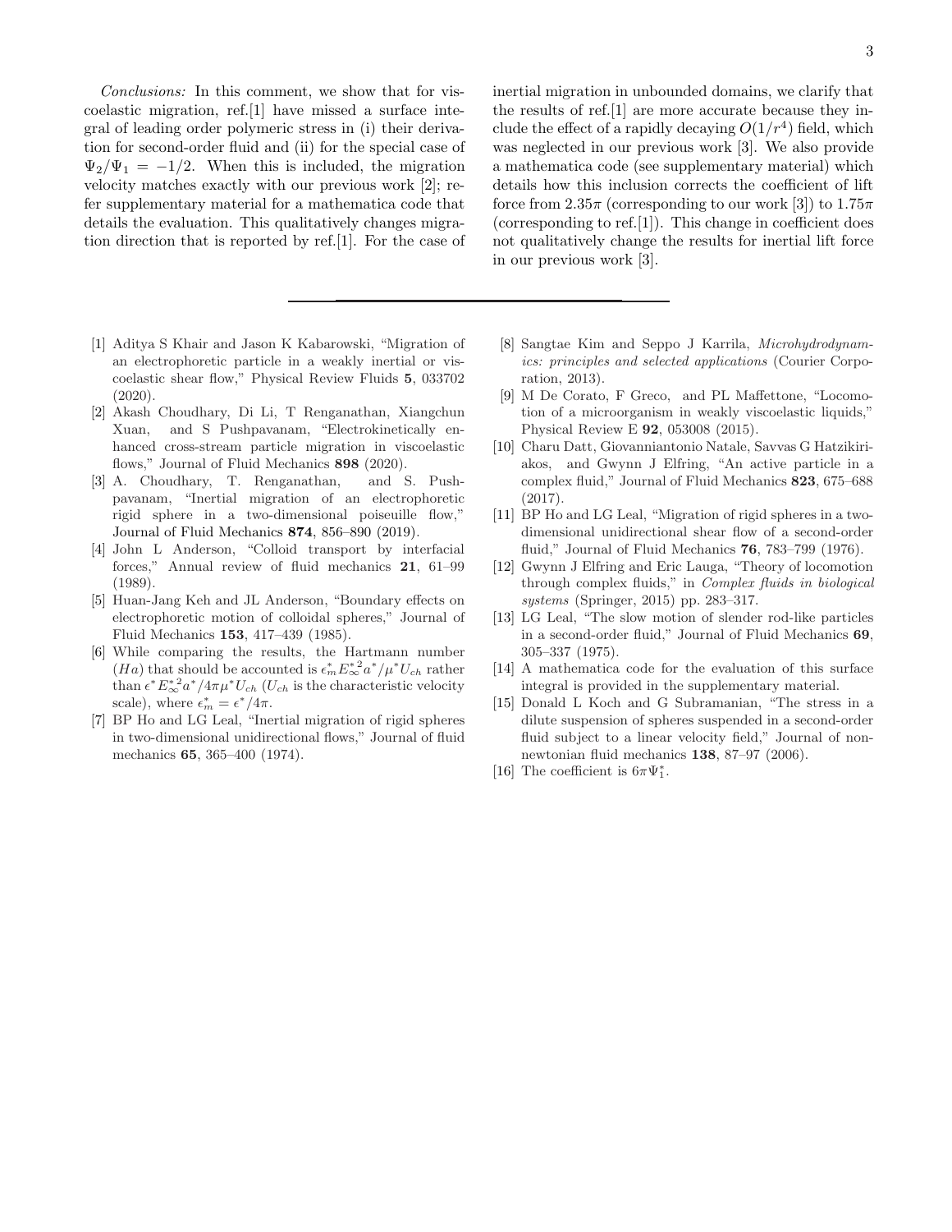*Conclusions:* In this comment, we show that for viscoelastic migration, ref.[1] have missed a surface integral of leading order polymeric stress in (i) their derivation for second-order fluid and (ii) for the special case of $\Psi_2/\Psi_1 = -1/2$. When this is included, the migration velocity matches exactly with our previous work [2]; refer supplementary material for a mathematica code that details the evaluation. This qualitatively changes migration direction that is reported by ref.[1]. For the case of inertial migration in unbounded domains, we clarify that the results of ref.[1] are more accurate because they include the effect of a rapidly decaying $O(1/r^4)$ field, which was neglected in our previous work [3]. We also provide a mathematica code (see supplementary material) which details how this inclusion corrects the coefficient of lift force from $2.35\pi$ (corresponding to our work [3]) to $1.75\pi$ (corresponding to ref.[1]). This change in coefficient does not qualitatively change the results for inertial lift force in our previous work [3].

---

[1] Aditya S Khair and Jason K Kabarowski, "Migration of an electrophoretic particle in a weakly inertial or viscoelastic shear flow," Physical Review Fluids **5**, 033702 (2020).

[2] Akash Choudhary, Di Li, T Renganathan, Xiangchun Xuan, and S Pushpavanam, "Electrokinetically enhanced cross-stream particle migration in viscoelastic flows," Journal of Fluid Mechanics **898** (2020).

[3] A. Choudhary, T. Renganathan, and S. Pushpavanam, "Inertial migration of an electrophoretic rigid sphere in a two-dimensional poiseuille flow," Journal of Fluid Mechanics **874**, 856–890 (2019).

[4] John L Anderson, "Colloid transport by interfacial forces," Annual review of fluid mechanics **21**, 61–99 (1989).

[5] Huan-Jang Keh and JL Anderson, "Boundary effects on electrophoretic motion of colloidal spheres," Journal of Fluid Mechanics **153**, 417–439 (1985).

[6] While comparing the results, the Hartmann number ($Ha$) that should be accounted is $\epsilon_m^* E_\infty^{*2} a^*/\mu^* U_{ch}$ rather than $\epsilon^* E_\infty^{*2} a^*/4\pi\mu^* U_{ch}$ ($U_{ch}$ is the characteristic velocity scale), where $\epsilon_m^* = \epsilon^*/4\pi$.

[7] BP Ho and LG Leal, "Inertial migration of rigid spheres in two-dimensional unidirectional flows," Journal of fluid mechanics **65**, 365–400 (1974).

[8] Sangtae Kim and Seppo J Karrila, *Microhydrodynamics: principles and selected applications* (Courier Corporation, 2013).

[9] M De Corato, F Greco, and PL Maffettone, "Locomotion of a microorganism in weakly viscoelastic liquids," Physical Review E **92**, 053008 (2015).

[10] Charu Datt, Giovanniantonio Natale, Savvas G Hatzikiriakos, and Gwynn J Elfring, "An active particle in a complex fluid," Journal of Fluid Mechanics **823**, 675–688 (2017).

[11] BP Ho and LG Leal, "Migration of rigid spheres in a two-dimensional unidirectional shear flow of a second-order fluid," Journal of Fluid Mechanics **76**, 783–799 (1976).

[12] Gwynn J Elfring and Eric Lauga, "Theory of locomotion through complex fluids," in *Complex fluids in biological systems* (Springer, 2015) pp. 283–317.

[13] LG Leal, "The slow motion of slender rod-like particles in a second-order fluid," Journal of Fluid Mechanics **69**, 305–337 (1975).

[14] A mathematica code for the evaluation of this surface integral is provided in the supplementary material.

[15] Donald L Koch and G Subramanian, "The stress in a dilute suspension of spheres suspended in a second-order fluid subject to a linear velocity field," Journal of non-newtonian fluid mechanics **138**, 87–97 (2006).

[16] The coefficient is $6\pi\Psi_1^*$.